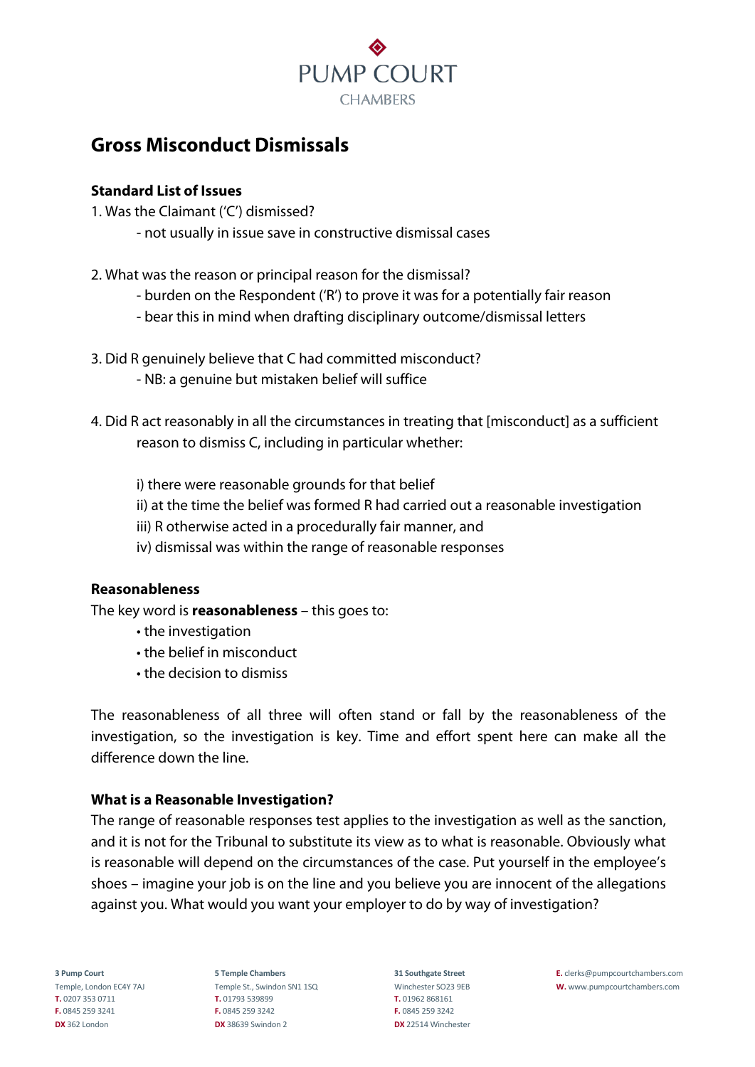# Gross Misconduct Dismissals

### Standard List of Issues

1. Was the Claimant ('C') dismissed?
   - not usually in issue save in constructive dismissal cases

2. What was the reason or principal reason for the dismissal?
   - burden on the Respondent ('R') to prove it was for a potentially fair reason
   - bear this in mind when drafting disciplinary outcome/dismissal letters

3. Did R genuinely believe that C had committed misconduct?
   - NB: a genuine but mistaken belief will suffice

4. Did R act reasonably in all the circumstances in treating that [misconduct] as a sufficient reason to dismiss C, including in particular whether:

   i) there were reasonable grounds for that belief
   ii) at the time the belief was formed R had carried out a reasonable investigation
   iii) R otherwise acted in a procedurally fair manner, and
   iv) dismissal was within the range of reasonable responses

### Reasonableness

The key word is **reasonableness** – this goes to:

- the investigation
- the belief in misconduct
- the decision to dismiss

The reasonableness of all three will often stand or fall by the reasonableness of the investigation, so the investigation is key. Time and effort spent here can make all the difference down the line.

### What is a Reasonable Investigation?

The range of reasonable responses test applies to the investigation as well as the sanction, and it is not for the Tribunal to substitute its view as to what is reasonable. Obviously what is reasonable will depend on the circumstances of the case. Put yourself in the employee's shoes – imagine your job is on the line and you believe you are innocent of the allegations against you. What would you want your employer to do by way of investigation?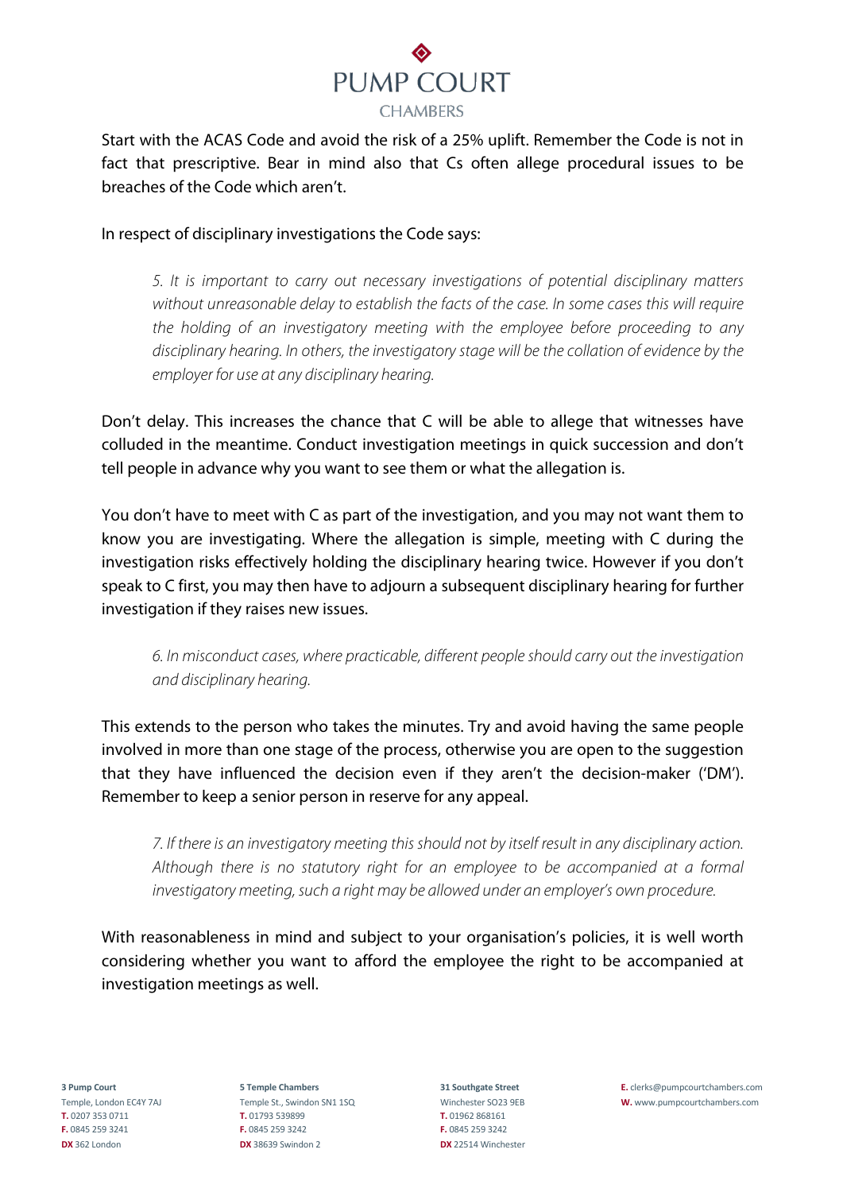Start with the ACAS Code and avoid the risk of a 25% uplift. Remember the Code is not in fact that prescriptive. Bear in mind also that Cs often allege procedural issues to be breaches of the Code which aren't.

In respect of disciplinary investigations the Code says:

> *5. It is important to carry out necessary investigations of potential disciplinary matters without unreasonable delay to establish the facts of the case. In some cases this will require the holding of an investigatory meeting with the employee before proceeding to any disciplinary hearing. In others, the investigatory stage will be the collation of evidence by the employer for use at any disciplinary hearing.*

Don't delay. This increases the chance that C will be able to allege that witnesses have colluded in the meantime. Conduct investigation meetings in quick succession and don't tell people in advance why you want to see them or what the allegation is.

You don't have to meet with C as part of the investigation, and you may not want them to know you are investigating. Where the allegation is simple, meeting with C during the investigation risks effectively holding the disciplinary hearing twice. However if you don't speak to C first, you may then have to adjourn a subsequent disciplinary hearing for further investigation if they raises new issues.

> *6. In misconduct cases, where practicable, different people should carry out the investigation and disciplinary hearing.*

This extends to the person who takes the minutes. Try and avoid having the same people involved in more than one stage of the process, otherwise you are open to the suggestion that they have influenced the decision even if they aren't the decision-maker ('DM'). Remember to keep a senior person in reserve for any appeal.

> *7. If there is an investigatory meeting this should not by itself result in any disciplinary action. Although there is no statutory right for an employee to be accompanied at a formal investigatory meeting, such a right may be allowed under an employer's own procedure.*

With reasonableness in mind and subject to your organisation's policies, it is well worth considering whether you want to afford the employee the right to be accompanied at investigation meetings as well.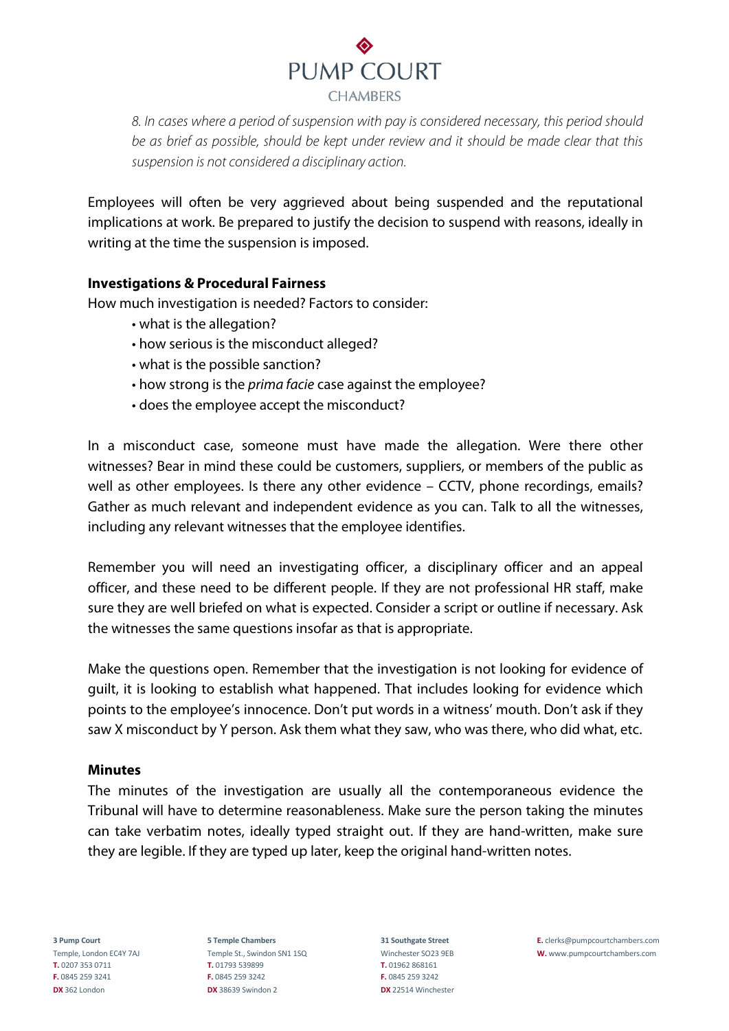*8. In cases where a period of suspension with pay is considered necessary, this period should be as brief as possible, should be kept under review and it should be made clear that this suspension is not considered a disciplinary action.*

Employees will often be very aggrieved about being suspended and the reputational implications at work. Be prepared to justify the decision to suspend with reasons, ideally in writing at the time the suspension is imposed.

**Investigations & Procedural Fairness**

How much investigation is needed? Factors to consider:

- what is the allegation?
- how serious is the misconduct alleged?
- what is the possible sanction?
- how strong is the *prima facie* case against the employee?
- does the employee accept the misconduct?

In a misconduct case, someone must have made the allegation. Were there other witnesses? Bear in mind these could be customers, suppliers, or members of the public as well as other employees. Is there any other evidence – CCTV, phone recordings, emails? Gather as much relevant and independent evidence as you can. Talk to all the witnesses, including any relevant witnesses that the employee identifies.

Remember you will need an investigating officer, a disciplinary officer and an appeal officer, and these need to be different people. If they are not professional HR staff, make sure they are well briefed on what is expected. Consider a script or outline if necessary. Ask the witnesses the same questions insofar as that is appropriate.

Make the questions open. Remember that the investigation is not looking for evidence of guilt, it is looking to establish what happened. That includes looking for evidence which points to the employee's innocence. Don't put words in a witness' mouth. Don't ask if they saw X misconduct by Y person. Ask them what they saw, who was there, who did what, etc.

**Minutes**

The minutes of the investigation are usually all the contemporaneous evidence the Tribunal will have to determine reasonableness. Make sure the person taking the minutes can take verbatim notes, ideally typed straight out. If they are hand-written, make sure they are legible. If they are typed up later, keep the original hand-written notes.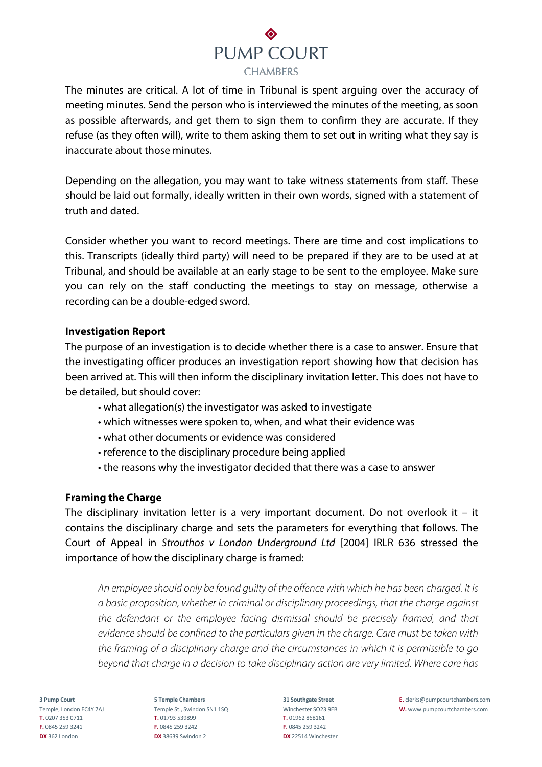The minutes are critical. A lot of time in Tribunal is spent arguing over the accuracy of meeting minutes. Send the person who is interviewed the minutes of the meeting, as soon as possible afterwards, and get them to sign them to confirm they are accurate. If they refuse (as they often will), write to them asking them to set out in writing what they say is inaccurate about those minutes.

Depending on the allegation, you may want to take witness statements from staff. These should be laid out formally, ideally written in their own words, signed with a statement of truth and dated.

Consider whether you want to record meetings. There are time and cost implications to this. Transcripts (ideally third party) will need to be prepared if they are to be used at at Tribunal, and should be available at an early stage to be sent to the employee. Make sure you can rely on the staff conducting the meetings to stay on message, otherwise a recording can be a double-edged sword.

**Investigation Report**

The purpose of an investigation is to decide whether there is a case to answer. Ensure that the investigating officer produces an investigation report showing how that decision has been arrived at. This will then inform the disciplinary invitation letter. This does not have to be detailed, but should cover:

- what allegation(s) the investigator was asked to investigate
- which witnesses were spoken to, when, and what their evidence was
- what other documents or evidence was considered
- reference to the disciplinary procedure being applied
- the reasons why the investigator decided that there was a case to answer

**Framing the Charge**

The disciplinary invitation letter is a very important document. Do not overlook it – it contains the disciplinary charge and sets the parameters for everything that follows. The Court of Appeal in *Strouthos v London Underground Ltd* [2004] IRLR 636 stressed the importance of how the disciplinary charge is framed:

> *An employee should only be found guilty of the offence with which he has been charged. It is a basic proposition, whether in criminal or disciplinary proceedings, that the charge against the defendant or the employee facing dismissal should be precisely framed, and that evidence should be confined to the particulars given in the charge. Care must be taken with the framing of a disciplinary charge and the circumstances in which it is permissible to go beyond that charge in a decision to take disciplinary action are very limited. Where care has*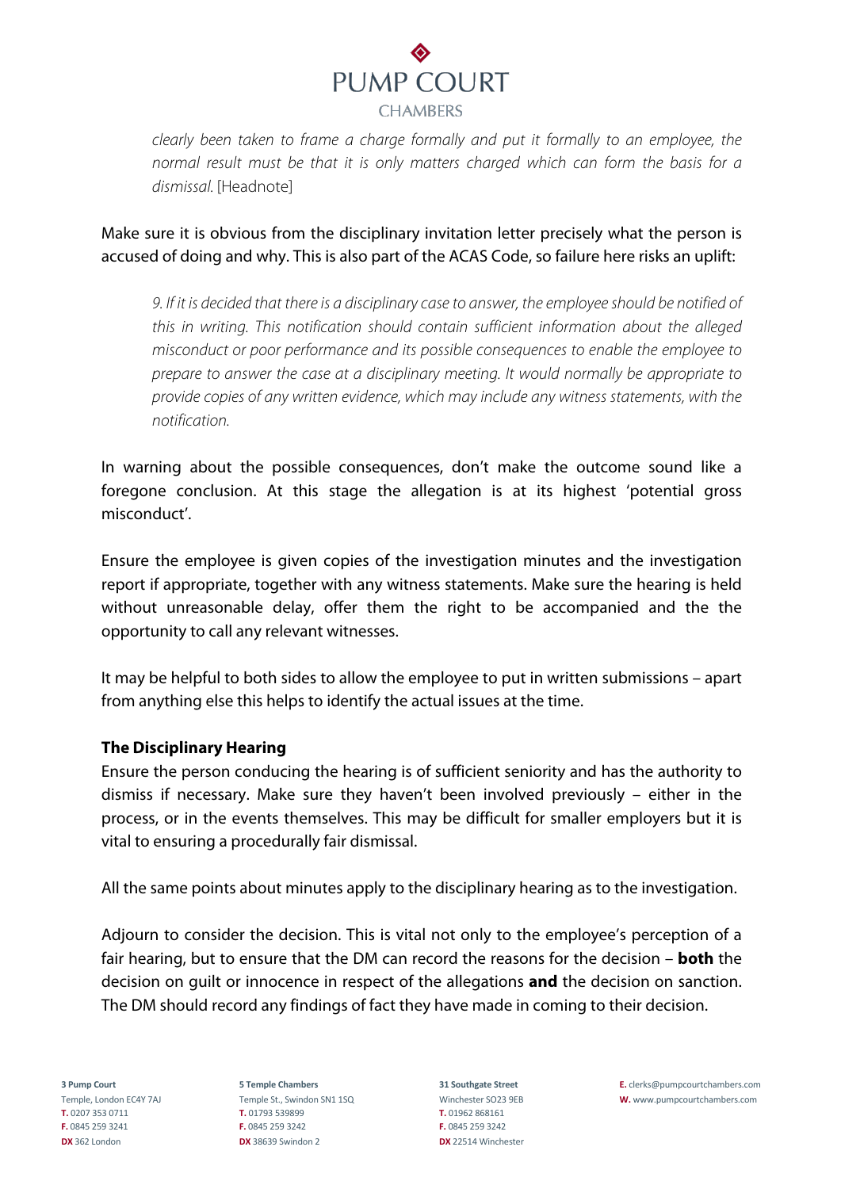> *clearly been taken to frame a charge formally and put it formally to an employee, the normal result must be that it is only matters charged which can form the basis for a dismissal.* [Headnote]

Make sure it is obvious from the disciplinary invitation letter precisely what the person is accused of doing and why. This is also part of the ACAS Code, so failure here risks an uplift:

> *9. If it is decided that there is a disciplinary case to answer, the employee should be notified of this in writing. This notification should contain sufficient information about the alleged misconduct or poor performance and its possible consequences to enable the employee to prepare to answer the case at a disciplinary meeting. It would normally be appropriate to provide copies of any written evidence, which may include any witness statements, with the notification.*

In warning about the possible consequences, don't make the outcome sound like a foregone conclusion. At this stage the allegation is at its highest 'potential gross misconduct'.

Ensure the employee is given copies of the investigation minutes and the investigation report if appropriate, together with any witness statements. Make sure the hearing is held without unreasonable delay, offer them the right to be accompanied and the the opportunity to call any relevant witnesses.

It may be helpful to both sides to allow the employee to put in written submissions – apart from anything else this helps to identify the actual issues at the time.

**The Disciplinary Hearing**

Ensure the person conducing the hearing is of sufficient seniority and has the authority to dismiss if necessary. Make sure they haven't been involved previously – either in the process, or in the events themselves. This may be difficult for smaller employers but it is vital to ensuring a procedurally fair dismissal.

All the same points about minutes apply to the disciplinary hearing as to the investigation.

Adjourn to consider the decision. This is vital not only to the employee's perception of a fair hearing, but to ensure that the DM can record the reasons for the decision – **both** the decision on guilt or innocence in respect of the allegations **and** the decision on sanction. The DM should record any findings of fact they have made in coming to their decision.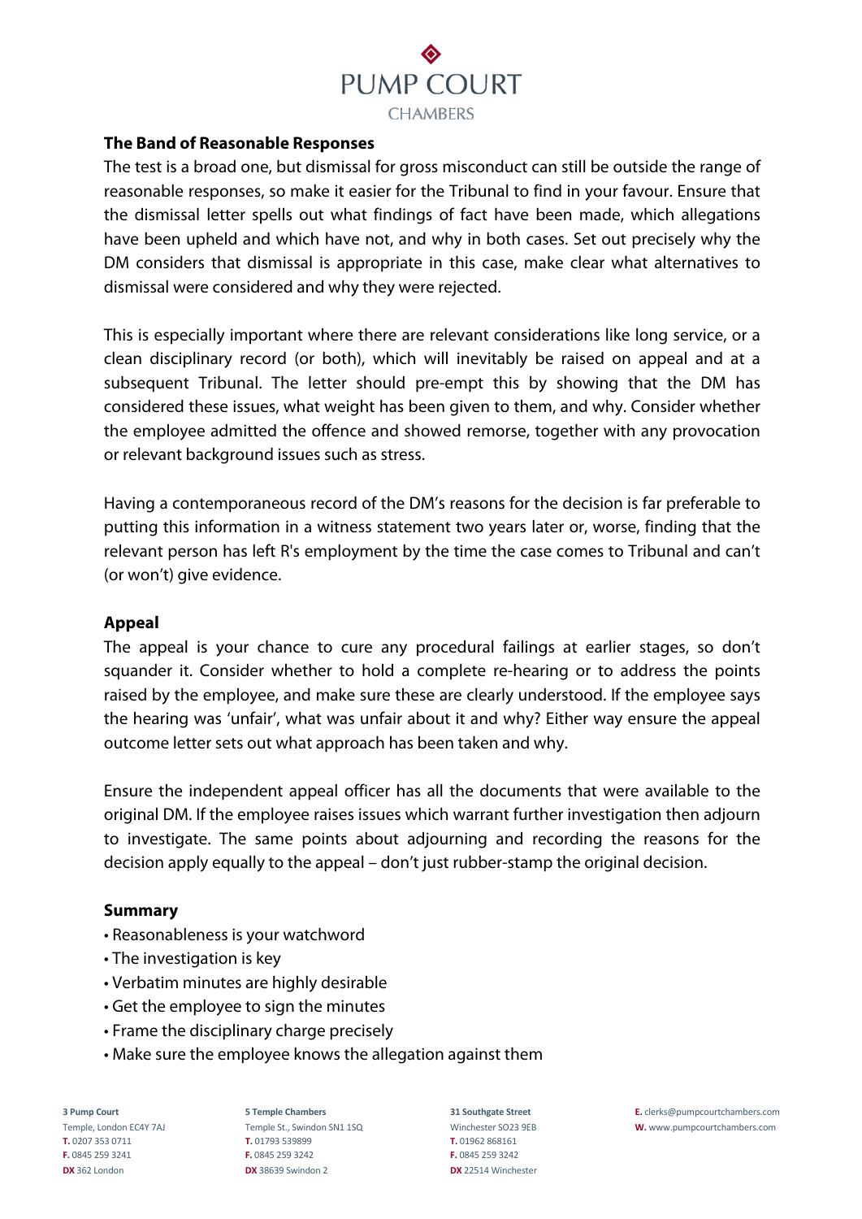### The Band of Reasonable Responses

The test is a broad one, but dismissal for gross misconduct can still be outside the range of reasonable responses, so make it easier for the Tribunal to find in your favour. Ensure that the dismissal letter spells out what findings of fact have been made, which allegations have been upheld and which have not, and why in both cases. Set out precisely why the DM considers that dismissal is appropriate in this case, make clear what alternatives to dismissal were considered and why they were rejected.

This is especially important where there are relevant considerations like long service, or a clean disciplinary record (or both), which will inevitably be raised on appeal and at a subsequent Tribunal. The letter should pre-empt this by showing that the DM has considered these issues, what weight has been given to them, and why. Consider whether the employee admitted the offence and showed remorse, together with any provocation or relevant background issues such as stress.

Having a contemporaneous record of the DM's reasons for the decision is far preferable to putting this information in a witness statement two years later or, worse, finding that the relevant person has left R's employment by the time the case comes to Tribunal and can't (or won't) give evidence.

### Appeal

The appeal is your chance to cure any procedural failings at earlier stages, so don't squander it. Consider whether to hold a complete re-hearing or to address the points raised by the employee, and make sure these are clearly understood. If the employee says the hearing was 'unfair', what was unfair about it and why? Either way ensure the appeal outcome letter sets out what approach has been taken and why.

Ensure the independent appeal officer has all the documents that were available to the original DM. If the employee raises issues which warrant further investigation then adjourn to investigate. The same points about adjourning and recording the reasons for the decision apply equally to the appeal – don't just rubber-stamp the original decision.

### Summary

- Reasonableness is your watchword
- The investigation is key
- Verbatim minutes are highly desirable
- Get the employee to sign the minutes
- Frame the disciplinary charge precisely
- Make sure the employee knows the allegation against them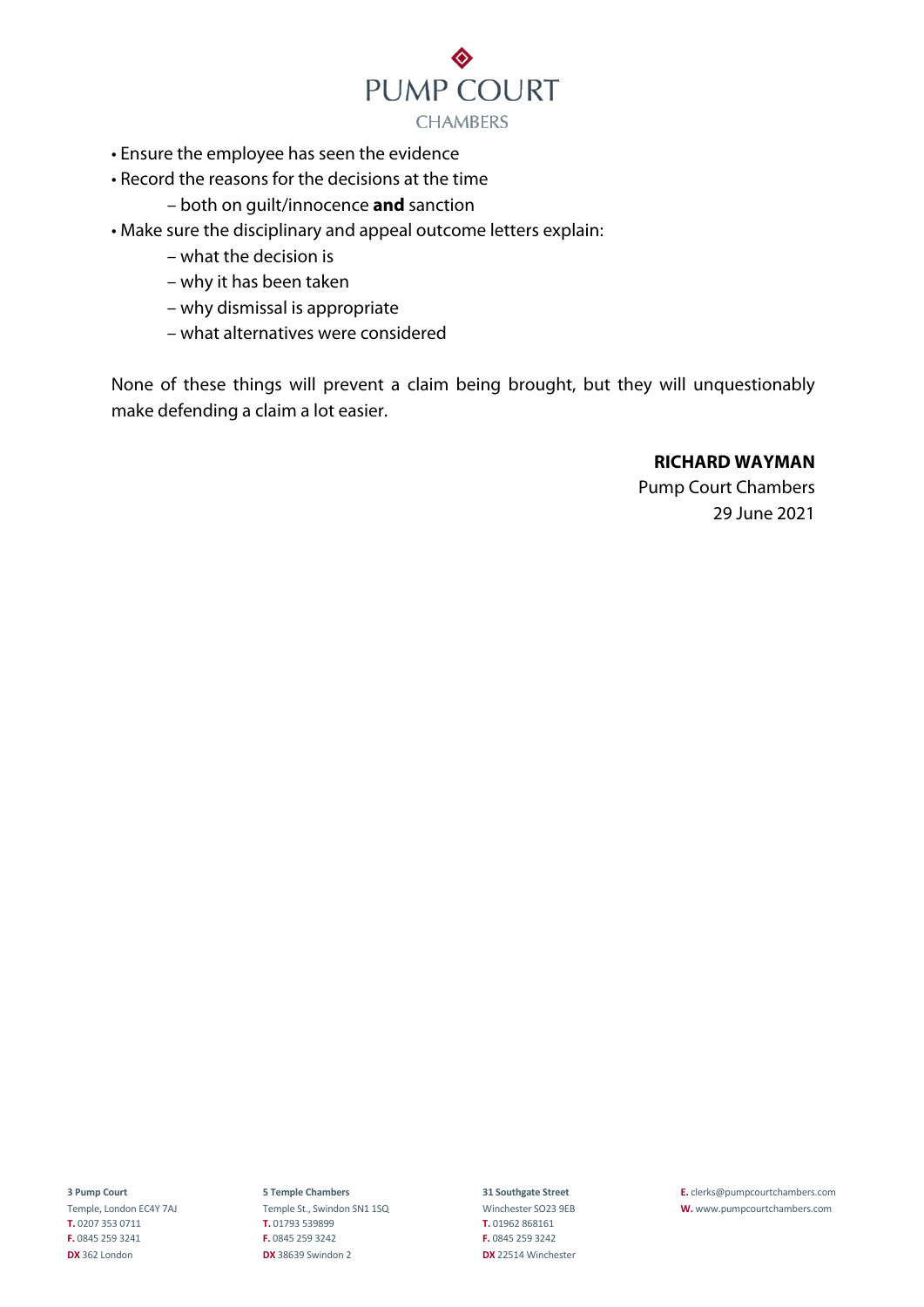- Ensure the employee has seen the evidence
- Record the reasons for the decisions at the time
  - both on guilt/innocence **and** sanction
- Make sure the disciplinary and appeal outcome letters explain:
  - what the decision is
  - why it has been taken
  - why dismissal is appropriate
  - what alternatives were considered

None of these things will prevent a claim being brought, but they will unquestionably make defending a claim a lot easier.

**RICHARD WAYMAN**
Pump Court Chambers
29 June 2021